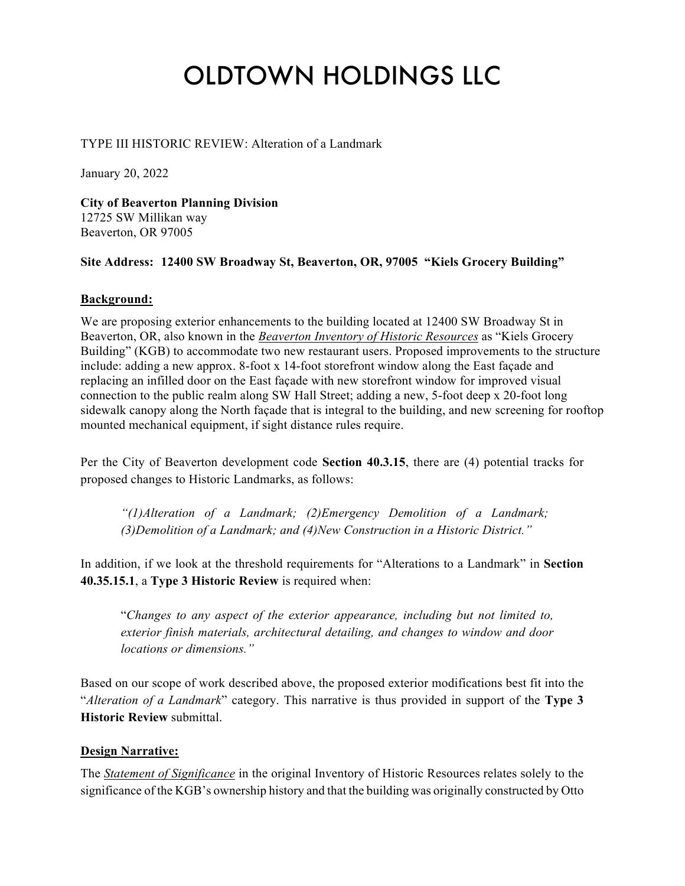# OLDTOWN HOLDINGS LLC

TYPE III HISTORIC REVIEW: Alteration of a Landmark

January 20, 2022

**City of Beaverton Planning Division**
12725 SW Millikan way
Beaverton, OR 97005

**Site Address: 12400 SW Broadway St, Beaverton, OR, 97005 "Kiels Grocery Building"**

**Background:**

We are proposing exterior enhancements to the building located at 12400 SW Broadway St in Beaverton, OR, also known in the *Beaverton Inventory of Historic Resources* as "Kiels Grocery Building" (KGB) to accommodate two new restaurant users. Proposed improvements to the structure include: adding a new approx. 8-foot x 14-foot storefront window along the East façade and replacing an infilled door on the East façade with new storefront window for improved visual connection to the public realm along SW Hall Street; adding a new, 5-foot deep x 20-foot long sidewalk canopy along the North façade that is integral to the building, and new screening for rooftop mounted mechanical equipment, if sight distance rules require.

Per the City of Beaverton development code **Section 40.3.15**, there are (4) potential tracks for proposed changes to Historic Landmarks, as follows:

> *"(1)Alteration of a Landmark; (2)Emergency Demolition of a Landmark; (3)Demolition of a Landmark; and (4)New Construction in a Historic District."*

In addition, if we look at the threshold requirements for "Alterations to a Landmark" in **Section 40.35.15.1**, a **Type 3 Historic Review** is required when:

> "*Changes to any aspect of the exterior appearance, including but not limited to, exterior finish materials, architectural detailing, and changes to window and door locations or dimensions.*"

Based on our scope of work described above, the proposed exterior modifications best fit into the "*Alteration of a Landmark*" category. This narrative is thus provided in support of the **Type 3 Historic Review** submittal.

**Design Narrative:**

The *Statement of Significance* in the original Inventory of Historic Resources relates solely to the significance of the KGB's ownership history and that the building was originally constructed by Otto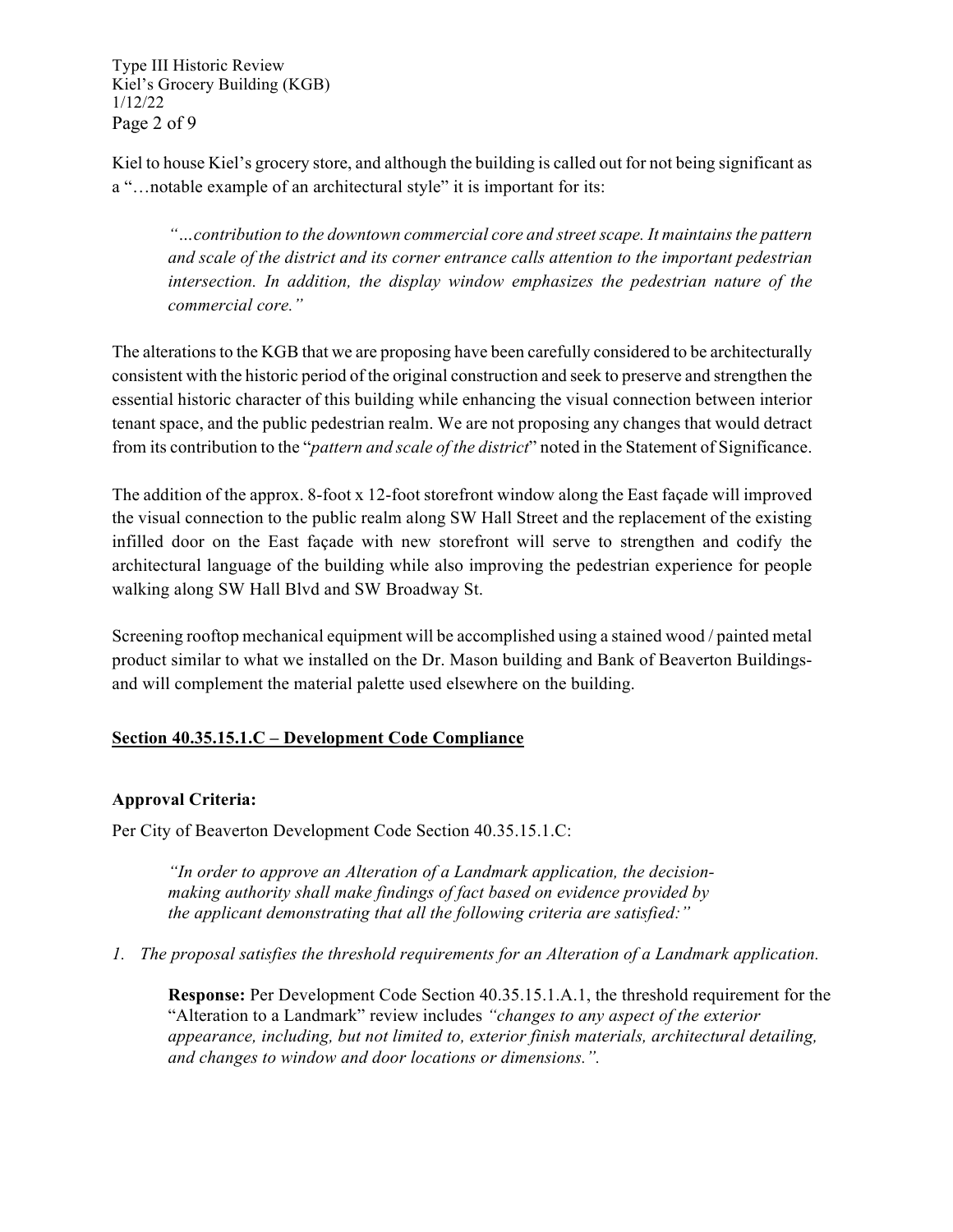Kiel to house Kiel's grocery store, and although the building is called out for not being significant as a "…notable example of an architectural style" it is important for its:

> *"…contribution to the downtown commercial core and street scape. It maintains the pattern and scale of the district and its corner entrance calls attention to the important pedestrian intersection. In addition, the display window emphasizes the pedestrian nature of the commercial core."*

The alterations to the KGB that we are proposing have been carefully considered to be architecturally consistent with the historic period of the original construction and seek to preserve and strengthen the essential historic character of this building while enhancing the visual connection between interior tenant space, and the public pedestrian realm. We are not proposing any changes that would detract from its contribution to the "*pattern and scale of the district*" noted in the Statement of Significance.

The addition of the approx. 8-foot x 12-foot storefront window along the East façade will improved the visual connection to the public realm along SW Hall Street and the replacement of the existing infilled door on the East façade with new storefront will serve to strengthen and codify the architectural language of the building while also improving the pedestrian experience for people walking along SW Hall Blvd and SW Broadway St.

Screening rooftop mechanical equipment will be accomplished using a stained wood / painted metal product similar to what we installed on the Dr. Mason building and Bank of Beaverton Buildings- and will complement the material palette used elsewhere on the building.

## Section 40.35.15.1.C – Development Code Compliance

### Approval Criteria:

Per City of Beaverton Development Code Section 40.35.15.1.C:

> *"In order to approve an Alteration of a Landmark application, the decision-making authority shall make findings of fact based on evidence provided by the applicant demonstrating that all the following criteria are satisfied:"*

1. *The proposal satisfies the threshold requirements for an Alteration of a Landmark application.*

   **Response:** Per Development Code Section 40.35.15.1.A.1, the threshold requirement for the "Alteration to a Landmark" review includes *"changes to any aspect of the exterior appearance, including, but not limited to, exterior finish materials, architectural detailing, and changes to window and door locations or dimensions.".*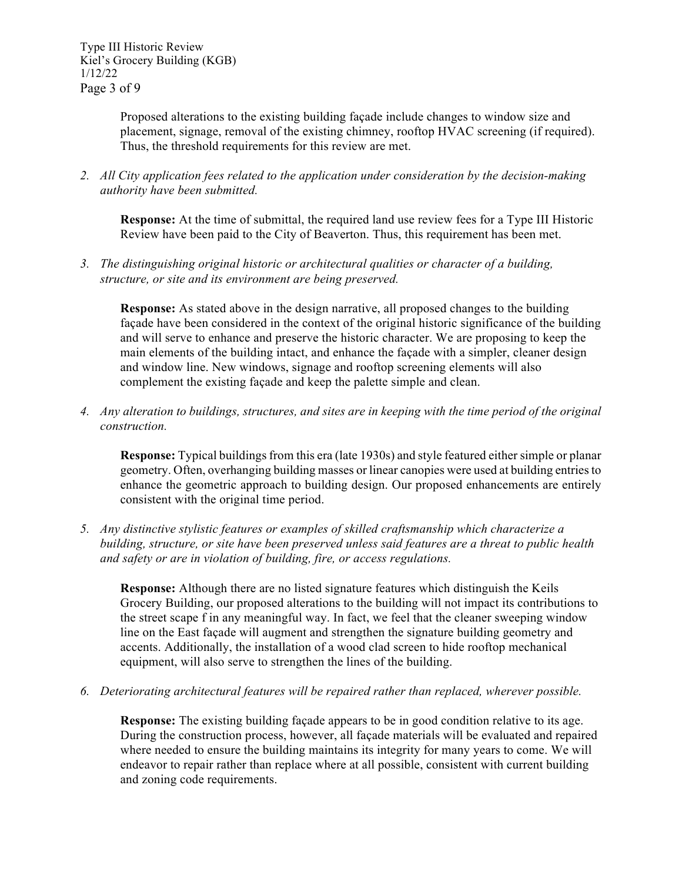Proposed alterations to the existing building façade include changes to window size and placement, signage, removal of the existing chimney, rooftop HVAC screening (if required). Thus, the threshold requirements for this review are met.

2. *All City application fees related to the application under consideration by the decision-making authority have been submitted.*

   **Response:** At the time of submittal, the required land use review fees for a Type III Historic Review have been paid to the City of Beaverton. Thus, this requirement has been met.

3. *The distinguishing original historic or architectural qualities or character of a building, structure, or site and its environment are being preserved.*

   **Response:** As stated above in the design narrative, all proposed changes to the building façade have been considered in the context of the original historic significance of the building and will serve to enhance and preserve the historic character. We are proposing to keep the main elements of the building intact, and enhance the façade with a simpler, cleaner design and window line. New windows, signage and rooftop screening elements will also complement the existing façade and keep the palette simple and clean.

4. *Any alteration to buildings, structures, and sites are in keeping with the time period of the original construction.*

   **Response:** Typical buildings from this era (late 1930s) and style featured either simple or planar geometry. Often, overhanging building masses or linear canopies were used at building entries to enhance the geometric approach to building design. Our proposed enhancements are entirely consistent with the original time period.

5. *Any distinctive stylistic features or examples of skilled craftsmanship which characterize a building, structure, or site have been preserved unless said features are a threat to public health and safety or are in violation of building, fire, or access regulations.*

   **Response:** Although there are no listed signature features which distinguish the Keils Grocery Building, our proposed alterations to the building will not impact its contributions to the street scape f in any meaningful way. In fact, we feel that the cleaner sweeping window line on the East façade will augment and strengthen the signature building geometry and accents. Additionally, the installation of a wood clad screen to hide rooftop mechanical equipment, will also serve to strengthen the lines of the building.

6. *Deteriorating architectural features will be repaired rather than replaced, wherever possible.*

   **Response:** The existing building façade appears to be in good condition relative to its age. During the construction process, however, all façade materials will be evaluated and repaired where needed to ensure the building maintains its integrity for many years to come. We will endeavor to repair rather than replace where at all possible, consistent with current building and zoning code requirements.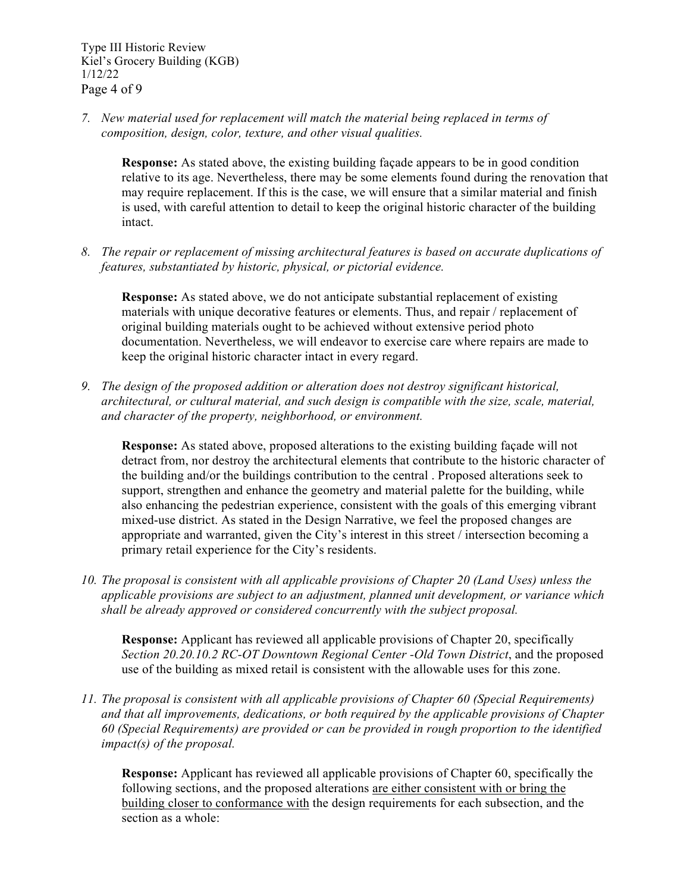7. *New material used for replacement will match the material being replaced in terms of composition, design, color, texture, and other visual qualities.*

   **Response:** As stated above, the existing building façade appears to be in good condition relative to its age. Nevertheless, there may be some elements found during the renovation that may require replacement. If this is the case, we will ensure that a similar material and finish is used, with careful attention to detail to keep the original historic character of the building intact.

8. *The repair or replacement of missing architectural features is based on accurate duplications of features, substantiated by historic, physical, or pictorial evidence.*

   **Response:** As stated above, we do not anticipate substantial replacement of existing materials with unique decorative features or elements. Thus, and repair / replacement of original building materials ought to be achieved without extensive period photo documentation. Nevertheless, we will endeavor to exercise care where repairs are made to keep the original historic character intact in every regard.

9. *The design of the proposed addition or alteration does not destroy significant historical, architectural, or cultural material, and such design is compatible with the size, scale, material, and character of the property, neighborhood, or environment.*

   **Response:** As stated above, proposed alterations to the existing building façade will not detract from, nor destroy the architectural elements that contribute to the historic character of the building and/or the buildings contribution to the central . Proposed alterations seek to support, strengthen and enhance the geometry and material palette for the building, while also enhancing the pedestrian experience, consistent with the goals of this emerging vibrant mixed-use district. As stated in the Design Narrative, we feel the proposed changes are appropriate and warranted, given the City's interest in this street / intersection becoming a primary retail experience for the City's residents.

10. *The proposal is consistent with all applicable provisions of Chapter 20 (Land Uses) unless the applicable provisions are subject to an adjustment, planned unit development, or variance which shall be already approved or considered concurrently with the subject proposal.*

    **Response:** Applicant has reviewed all applicable provisions of Chapter 20, specifically *Section 20.20.10.2 RC-OT Downtown Regional Center -Old Town District*, and the proposed use of the building as mixed retail is consistent with the allowable uses for this zone.

11. *The proposal is consistent with all applicable provisions of Chapter 60 (Special Requirements) and that all improvements, dedications, or both required by the applicable provisions of Chapter 60 (Special Requirements) are provided or can be provided in rough proportion to the identified impact(s) of the proposal.*

    **Response:** Applicant has reviewed all applicable provisions of Chapter 60, specifically the following sections, and the proposed alterations <u>are either consistent with or bring the building closer to conformance with</u> the design requirements for each subsection, and the section as a whole: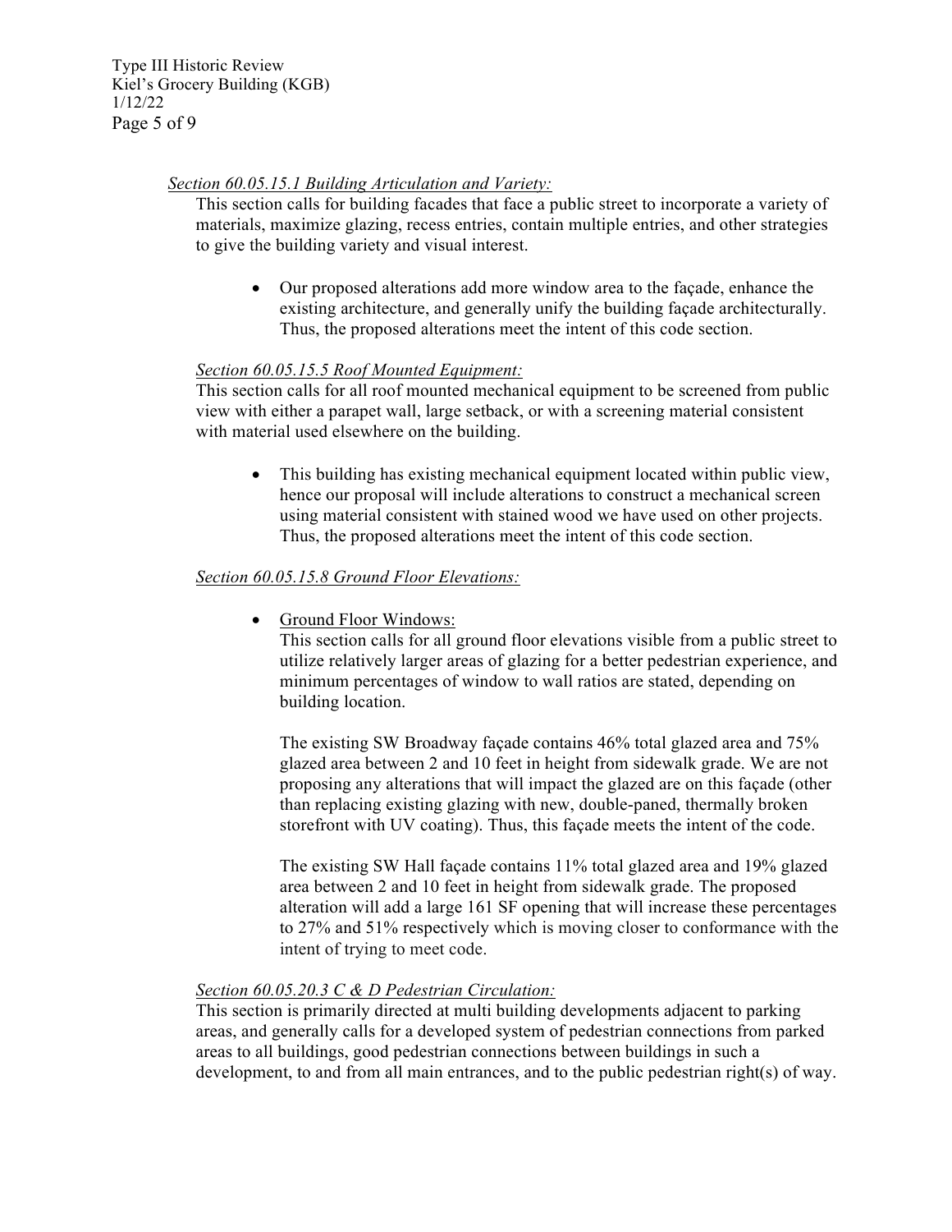*Section 60.05.15.1 Building Articulation and Variety:*

This section calls for building facades that face a public street to incorporate a variety of materials, maximize glazing, recess entries, contain multiple entries, and other strategies to give the building variety and visual interest.

- Our proposed alterations add more window area to the façade, enhance the existing architecture, and generally unify the building façade architecturally. Thus, the proposed alterations meet the intent of this code section.

*Section 60.05.15.5 Roof Mounted Equipment:*

This section calls for all roof mounted mechanical equipment to be screened from public view with either a parapet wall, large setback, or with a screening material consistent with material used elsewhere on the building.

- This building has existing mechanical equipment located within public view, hence our proposal will include alterations to construct a mechanical screen using material consistent with stained wood we have used on other projects. Thus, the proposed alterations meet the intent of this code section.

*Section 60.05.15.8 Ground Floor Elevations:*

- Ground Floor Windows:

  This section calls for all ground floor elevations visible from a public street to utilize relatively larger areas of glazing for a better pedestrian experience, and minimum percentages of window to wall ratios are stated, depending on building location.

  The existing SW Broadway façade contains 46% total glazed area and 75% glazed area between 2 and 10 feet in height from sidewalk grade. We are not proposing any alterations that will impact the glazed are on this façade (other than replacing existing glazing with new, double-paned, thermally broken storefront with UV coating). Thus, this façade meets the intent of the code.

  The existing SW Hall façade contains 11% total glazed area and 19% glazed area between 2 and 10 feet in height from sidewalk grade. The proposed alteration will add a large 161 SF opening that will increase these percentages to 27% and 51% respectively which is moving closer to conformance with the intent of trying to meet code.

*Section 60.05.20.3 C & D Pedestrian Circulation:*

This section is primarily directed at multi building developments adjacent to parking areas, and generally calls for a developed system of pedestrian connections from parked areas to all buildings, good pedestrian connections between buildings in such a development, to and from all main entrances, and to the public pedestrian right(s) of way.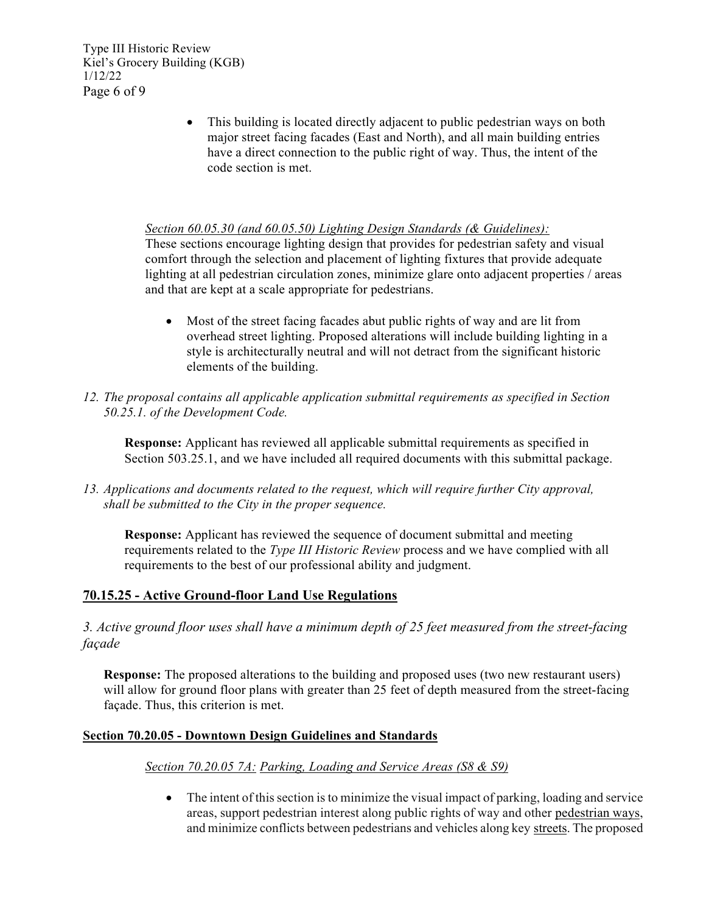- This building is located directly adjacent to public pedestrian ways on both major street facing facades (East and North), and all main building entries have a direct connection to the public right of way. Thus, the intent of the code section is met.

*Section 60.05.30 (and 60.05.50) Lighting Design Standards (& Guidelines):*
These sections encourage lighting design that provides for pedestrian safety and visual comfort through the selection and placement of lighting fixtures that provide adequate lighting at all pedestrian circulation zones, minimize glare onto adjacent properties / areas and that are kept at a scale appropriate for pedestrians.

- Most of the street facing facades abut public rights of way and are lit from overhead street lighting. Proposed alterations will include building lighting in a style is architecturally neutral and will not detract from the significant historic elements of the building.

*12. The proposal contains all applicable application submittal requirements as specified in Section 50.25.1. of the Development Code.*

**Response:** Applicant has reviewed all applicable submittal requirements as specified in Section 503.25.1, and we have included all required documents with this submittal package.

*13. Applications and documents related to the request, which will require further City approval, shall be submitted to the City in the proper sequence.*

**Response:** Applicant has reviewed the sequence of document submittal and meeting requirements related to the *Type III Historic Review* process and we have complied with all requirements to the best of our professional ability and judgment.

## 70.15.25 - Active Ground-floor Land Use Regulations

*3. Active ground floor uses shall have a minimum depth of 25 feet measured from the street-facing façade*

**Response:** The proposed alterations to the building and proposed uses (two new restaurant users) will allow for ground floor plans with greater than 25 feet of depth measured from the street-facing façade. Thus, this criterion is met.

## Section 70.20.05 - Downtown Design Guidelines and Standards

*Section 70.20.05 7A: Parking, Loading and Service Areas (S8 & S9)*

- The intent of this section is to minimize the visual impact of parking, loading and service areas, support pedestrian interest along public rights of way and other pedestrian ways, and minimize conflicts between pedestrians and vehicles along key streets. The proposed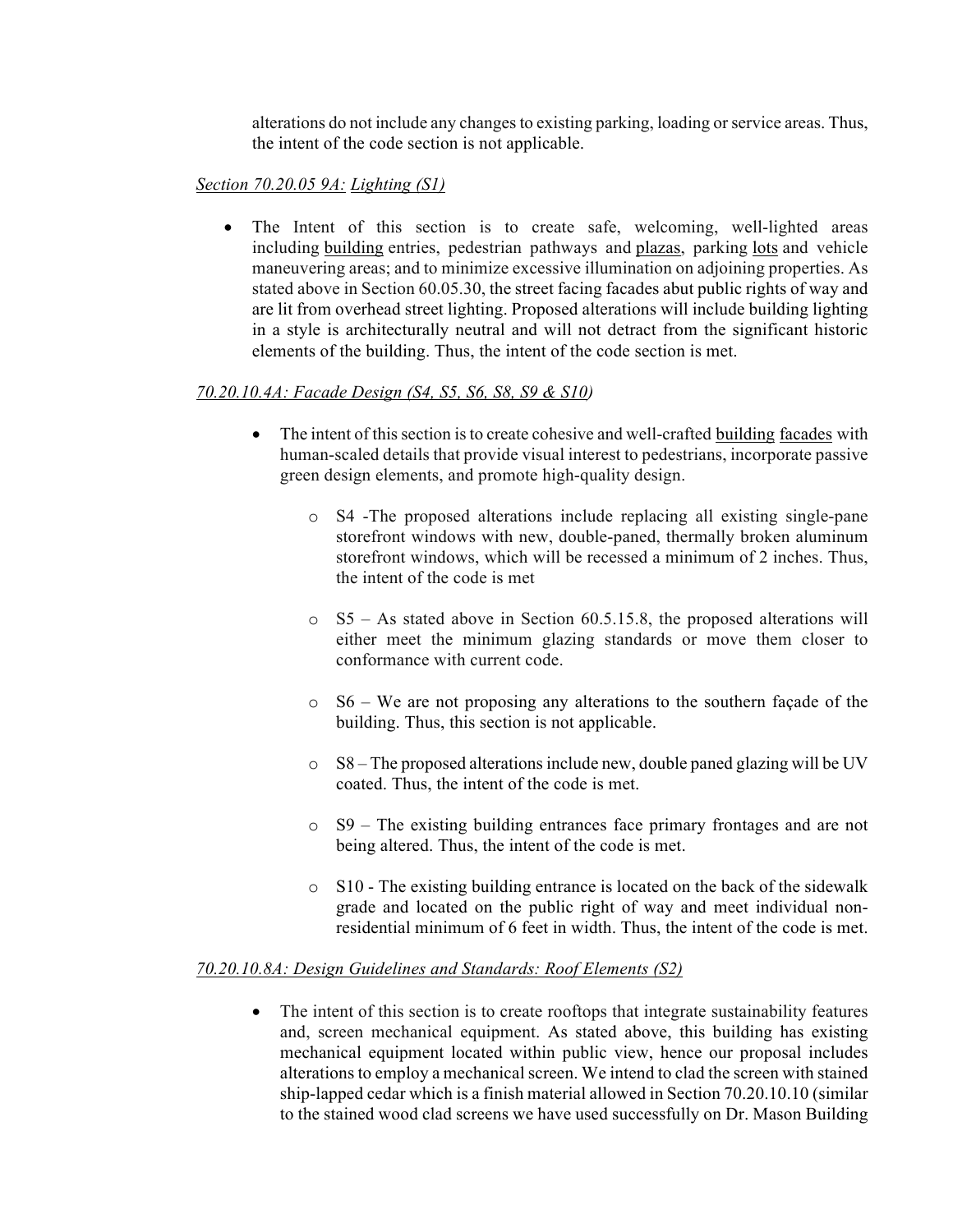alterations do not include any changes to existing parking, loading or service areas. Thus, the intent of the code section is not applicable.

*Section 70.20.05 9A: Lighting (S1)*

- The Intent of this section is to create safe, welcoming, well-lighted areas including building entries, pedestrian pathways and plazas, parking lots and vehicle maneuvering areas; and to minimize excessive illumination on adjoining properties. As stated above in Section 60.05.30, the street facing facades abut public rights of way and are lit from overhead street lighting. Proposed alterations will include building lighting in a style is architecturally neutral and will not detract from the significant historic elements of the building. Thus, the intent of the code section is met.

*70.20.10.4A: Facade Design (S4, S5, S6, S8, S9 & S10)*

- The intent of this section is to create cohesive and well-crafted building facades with human-scaled details that provide visual interest to pedestrians, incorporate passive green design elements, and promote high-quality design.
  - S4 -The proposed alterations include replacing all existing single-pane storefront windows with new, double-paned, thermally broken aluminum storefront windows, which will be recessed a minimum of 2 inches. Thus, the intent of the code is met
  - S5 – As stated above in Section 60.5.15.8, the proposed alterations will either meet the minimum glazing standards or move them closer to conformance with current code.
  - S6 – We are not proposing any alterations to the southern façade of the building. Thus, this section is not applicable.
  - S8 – The proposed alterations include new, double paned glazing will be UV coated. Thus, the intent of the code is met.
  - S9 – The existing building entrances face primary frontages and are not being altered. Thus, the intent of the code is met.
  - S10 - The existing building entrance is located on the back of the sidewalk grade and located on the public right of way and meet individual non-residential minimum of 6 feet in width. Thus, the intent of the code is met.

*70.20.10.8A: Design Guidelines and Standards: Roof Elements (S2)*

- The intent of this section is to create rooftops that integrate sustainability features and, screen mechanical equipment. As stated above, this building has existing mechanical equipment located within public view, hence our proposal includes alterations to employ a mechanical screen. We intend to clad the screen with stained ship-lapped cedar which is a finish material allowed in Section 70.20.10.10 (similar to the stained wood clad screens we have used successfully on Dr. Mason Building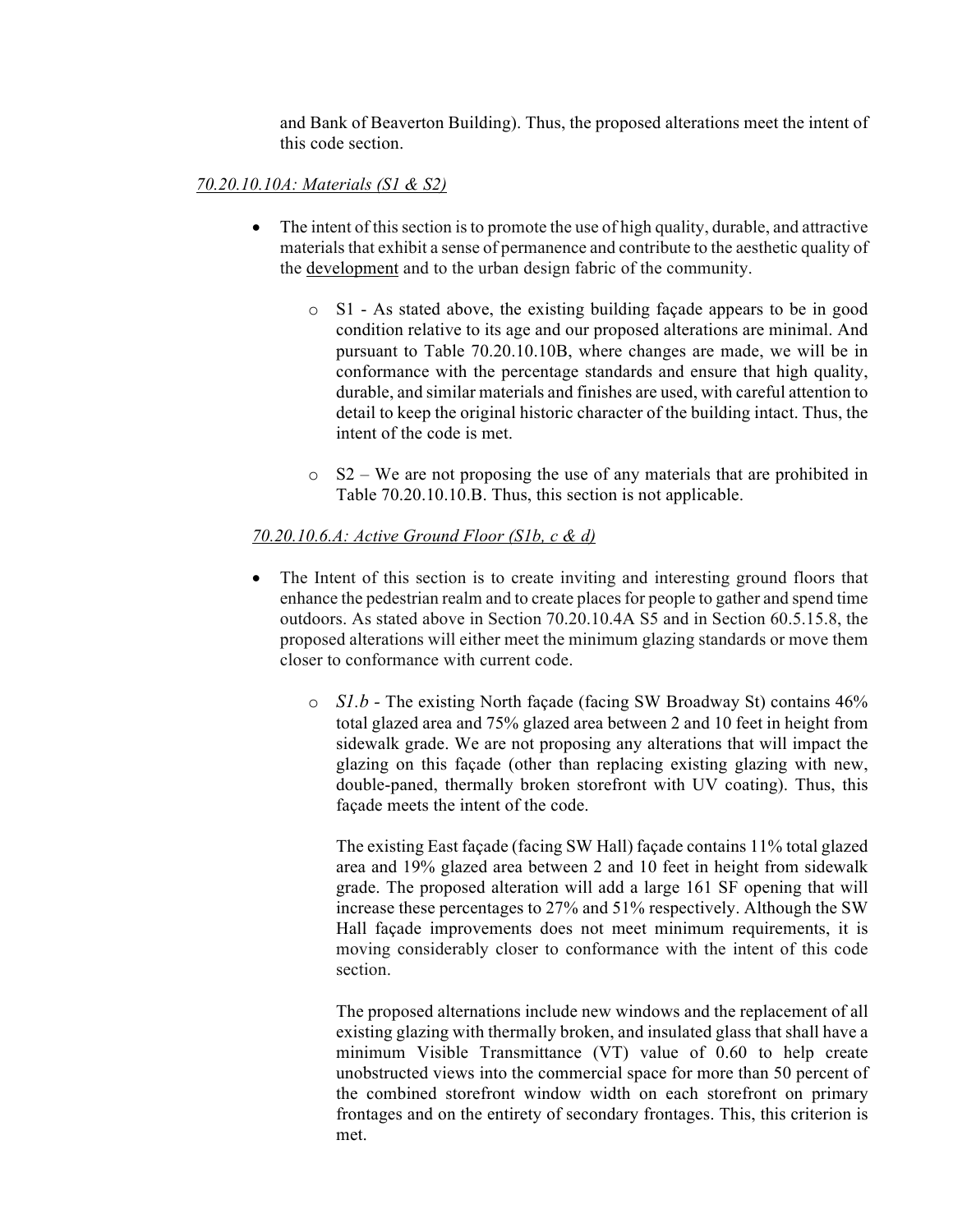and Bank of Beaverton Building). Thus, the proposed alterations meet the intent of this code section.

*70.20.10.10A: Materials (S1 & S2)*

- The intent of this section is to promote the use of high quality, durable, and attractive materials that exhibit a sense of permanence and contribute to the aesthetic quality of the development and to the urban design fabric of the community.
    - S1 - As stated above, the existing building façade appears to be in good condition relative to its age and our proposed alterations are minimal. And pursuant to Table 70.20.10.10B, where changes are made, we will be in conformance with the percentage standards and ensure that high quality, durable, and similar materials and finishes are used, with careful attention to detail to keep the original historic character of the building intact. Thus, the intent of the code is met.
    - S2 – We are not proposing the use of any materials that are prohibited in Table 70.20.10.10.B. Thus, this section is not applicable.

*70.20.10.6.A: Active Ground Floor (S1b, c & d)*

- The Intent of this section is to create inviting and interesting ground floors that enhance the pedestrian realm and to create places for people to gather and spend time outdoors. As stated above in Section 70.20.10.4A S5 and in Section 60.5.15.8, the proposed alterations will either meet the minimum glazing standards or move them closer to conformance with current code.
    - *S1.b* - The existing North façade (facing SW Broadway St) contains 46% total glazed area and 75% glazed area between 2 and 10 feet in height from sidewalk grade. We are not proposing any alterations that will impact the glazing on this façade (other than replacing existing glazing with new, double-paned, thermally broken storefront with UV coating). Thus, this façade meets the intent of the code.

      The existing East façade (facing SW Hall) façade contains 11% total glazed area and 19% glazed area between 2 and 10 feet in height from sidewalk grade. The proposed alteration will add a large 161 SF opening that will increase these percentages to 27% and 51% respectively. Although the SW Hall façade improvements does not meet minimum requirements, it is moving considerably closer to conformance with the intent of this code section.

      The proposed alternations include new windows and the replacement of all existing glazing with thermally broken, and insulated glass that shall have a minimum Visible Transmittance (VT) value of 0.60 to help create unobstructed views into the commercial space for more than 50 percent of the combined storefront window width on each storefront on primary frontages and on the entirety of secondary frontages. This, this criterion is met.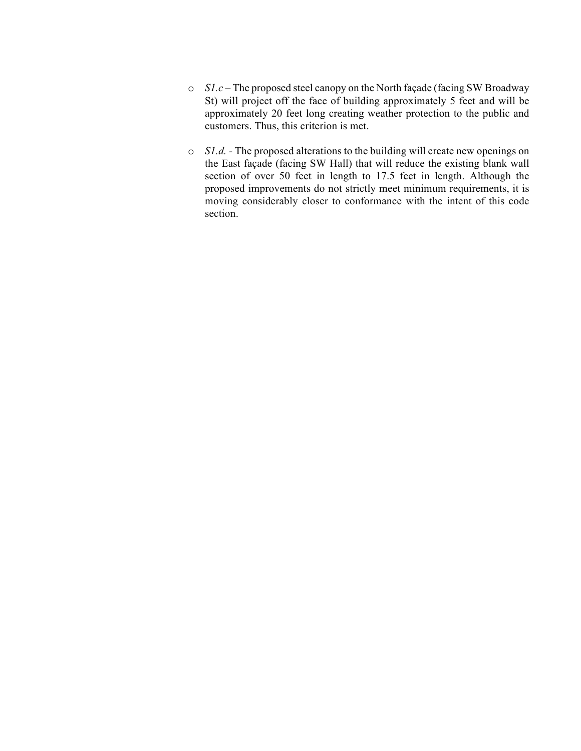- *S1.c* – The proposed steel canopy on the North façade (facing SW Broadway St) will project off the face of building approximately 5 feet and will be approximately 20 feet long creating weather protection to the public and customers. Thus, this criterion is met.

- *S1.d.* - The proposed alterations to the building will create new openings on the East façade (facing SW Hall) that will reduce the existing blank wall section of over 50 feet in length to 17.5 feet in length. Although the proposed improvements do not strictly meet minimum requirements, it is moving considerably closer to conformance with the intent of this code section.